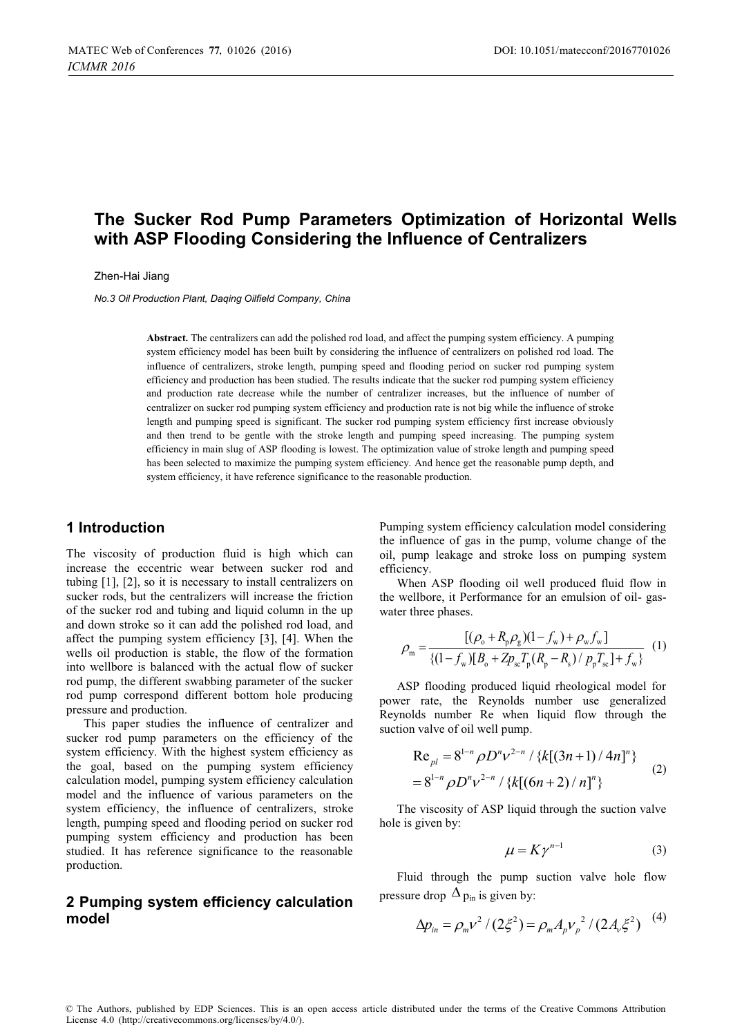# The Sucker Rod Pump Parameters Optimization of Horizontal Wells with ASP Flooding Considering the Influence of Centralizers

Zhen-Hai Jiang

*No.3 Oil Production Plant, Daqing Oilfield Company, China*

**Abstract.** The centralizers can add the polished rod load, and affect the pumping system efficiency. A pumping system efficiency model has been built by considering the influence of centralizers on polished rod load. The influence of centralizers, stroke length, pumping speed and flooding period on sucker rod pumping system efficiency and production has been studied. The results indicate that the sucker rod pumping system efficiency and production rate decrease while the number of centralizer increases, but the influence of number of centralizer on sucker rod pumping system efficiency and production rate is not big while the influence of stroke length and pumping speed is significant. The sucker rod pumping system efficiency first increase obviously and then trend to be gentle with the stroke length and pumping speed increasing. The pumping system efficiency in main slug of ASP flooding is lowest. The optimization value of stroke length and pumping speed has been selected to maximize the pumping system efficiency. And hence get the reasonable pump depth, and system efficiency, it have reference significance to the reasonable production.

## 1 Introduction

The viscosity of production fluid is high which can increase the eccentric wear between sucker rod and tubing [1], [2], so it is necessary to install centralizers on sucker rods, but the centralizers will increase the friction of the sucker rod and tubing and liquid column in the up and down stroke so it can add the polished rod load, and affect the pumping system efficiency [3], [4]. When the wells oil production is stable, the flow of the formation into wellbore is balanced with the actual flow of sucker rod pump, the different swabbing parameter of the sucker rod pump correspond different bottom hole producing pressure and production.

This paper studies the influence of centralizer and sucker rod pump parameters on the efficiency of the system efficiency. With the highest system efficiency as the goal, based on the pumping system efficiency calculation model, pumping system efficiency calculation model and the influence of various parameters on the system efficiency, the influence of centralizers, stroke length, pumping speed and flooding period on sucker rod pumping system efficiency and production has been studied. It has reference significance to the reasonable production.

## 2 Pumping system efficiency calculation model

Pumping system efficiency calculation model considering the influence of gas in the pump, volume change of the oil, pump leakage and stroke loss on pumping system efficiency.

When ASP flooding oil well produced fluid flow in the wellbore, it Performance for an emulsion of oil- gas-water three phases.

$$\rho_{\mathrm{m}} = \frac{[(\rho_{\mathrm{o}} + R_{\mathrm{p}}\rho_{\mathrm{g}})(1-f_{\mathrm{w}}) + \rho_{\mathrm{w}} f_{\mathrm{w}}]}{\{(1-f_{\mathrm{w}})[B_{\mathrm{o}} + Zp_{\mathrm{sc}}T_{\mathrm{p}}(R_{\mathrm{p}} - R_{\mathrm{s}})/p_{\mathrm{p}}T_{\mathrm{sc}}] + f_{\mathrm{w}}\}} \quad (1)$$

ASP flooding produced liquid rheological model for power rate, the Reynolds number use generalized Reynolds number Re when liquid flow through the suction valve of oil well pump.

$$\begin{aligned} \mathrm{Re}_{pl} &= 8^{1-n}\rho D^{n} v^{2-n} / \{k[(3n+1)/4n]^{n}\} \\ &= 8^{1-n}\rho D^{n} v^{2-n} / \{k[(6n+2)/n]^{n}\} \end{aligned} \quad (2)$$

The viscosity of ASP liquid through the suction valve hole is given by:

$$\mu = K\gamma^{n-1} \quad (3)$$

Fluid through the pump suction valve hole flow pressure drop $\Delta p_{in}$ is given by:

$$\Delta p_{in} = \rho_m v^2 / (2\xi^2) = \rho_m A_p v_p{}^2 / (2A_v \xi^2) \quad (4)$$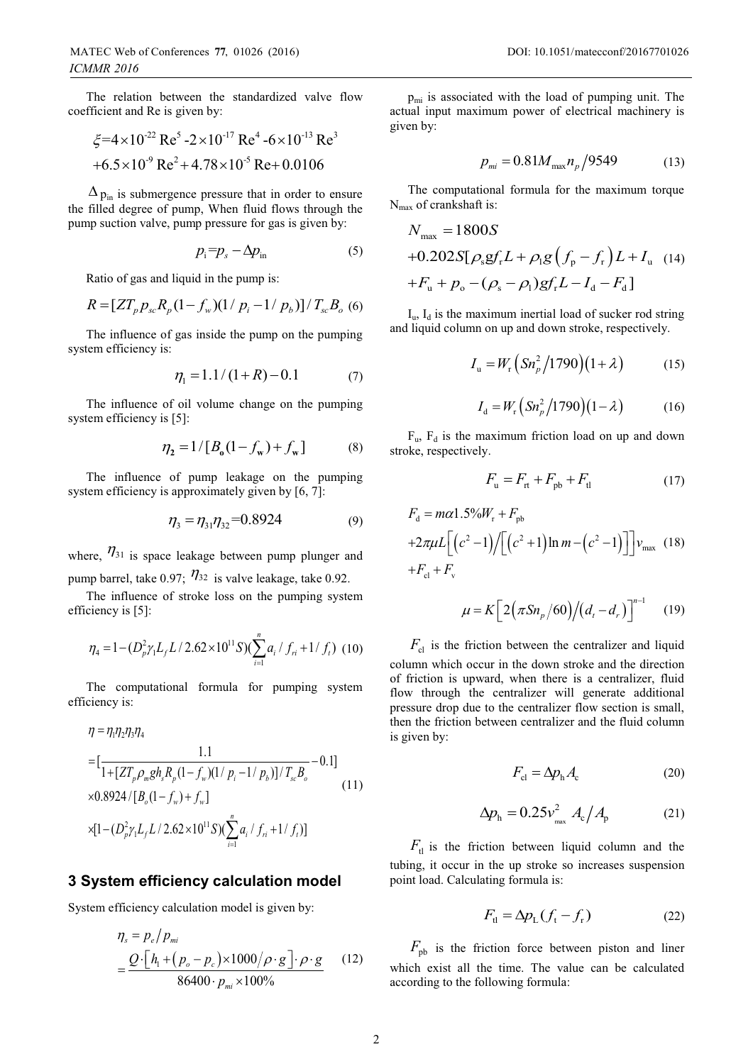The relation between the standardized valve flow coefficient and Re is given by:

$$\xi = 4\times10^{-22}\,\mathrm{Re}^5 - 2\times10^{-17}\,\mathrm{Re}^4 - 6\times10^{-13}\,\mathrm{Re}^3 + 6.5\times10^{-9}\,\mathrm{Re}^2 + 4.78\times10^{-5}\,\mathrm{Re} + 0.0106$$

$\Delta p_{in}$ is submergence pressure that in order to ensure the filled degree of pump, When fluid flows through the pump suction valve, pump pressure for gas is given by:

$$p_i = p_s - \Delta p_{in} \tag{5}$$

Ratio of gas and liquid in the pump is:

$$R = [ZT_p p_{sc} R_p (1-f_w)(1/p_i - 1/p_b)]/T_{sc}B_o \tag{6}$$

The influence of gas inside the pump on the pumping system efficiency is:

$$\eta_1 = 1.1/(1+R) - 0.1 \tag{7}$$

The influence of oil volume change on the pumping system efficiency is [5]:

$$\eta_2 = 1/[B_o(1-f_w)+f_w] \tag{8}$$

The influence of pump leakage on the pumping system efficiency is approximately given by [6, 7]:

$$\eta_3 = \eta_{31}\eta_{32} = 0.8924 \tag{9}$$

where, $\eta_{31}$ is space leakage between pump plunger and pump barrel, take 0.97; $\eta_{32}$ is valve leakage, take 0.92.

The influence of stroke loss on the pumping system efficiency is [5]:

$$\eta_4 = 1 - (D_p^2 \gamma_1 L_f L / 2.62\times10^{11} S)\left(\sum_{i=1}^{n} a_i/f_{ri} + 1/f_t\right) \tag{10}$$

The computational formula for pumping system efficiency is:

$$\begin{aligned}\eta &= \eta_1\eta_2\eta_3\eta_4 \\ &= \left[\frac{1.1}{1+[ZT_p\rho_m g h_s R_p(1-f_w)(1/p_i - 1/p_b)]/T_{sc}B_o} - 0.1\right] \\ &\times 0.8924/[B_o(1-f_w)+f_w] \\ &\times\left[1-(D_p^2\gamma_1 L_f L/2.62\times10^{11}S)\left(\sum_{i=1}^{n} a_i/f_{ri} + 1/f_t\right)\right]\end{aligned} \tag{11}$$

## 3 System efficiency calculation model

System efficiency calculation model is given by:

$$\eta_s = p_e / p_{mi} = \frac{Q\cdot\left[h_1 + (p_o - p_c)\times1000/\rho\cdot g\right]\cdot\rho\cdot g}{86400\cdot p_{mi}\times100\%} \tag{12}$$

$p_{mi}$ is associated with the load of pumping unit. The actual input maximum power of electrical machinery is given by:

$$p_{mi} = 0.81 M_{\max} n_p / 9549 \tag{13}$$

The computational formula for the maximum torque $N_{\max}$ of crankshaft is:

$$\begin{aligned}N_{\max} &= 1800S \\ &+ 0.202S[\rho_s g f_r L + \rho_l g(f_p - f_r)L + I_u \\ &+ F_u + p_o - (\rho_s - \rho_l) g f_r L - I_d - F_d]\end{aligned} \tag{14}$$

$I_u$, $I_d$ is the maximum inertial load of sucker rod string and liquid column on up and down stroke, respectively.

$$I_u = W_r(Sn_p^2/1790)(1+\lambda) \tag{15}$$

$$I_d = W_r(Sn_p^2/1790)(1-\lambda) \tag{16}$$

$F_u$, $F_d$ is the maximum friction load on up and down stroke, respectively.

$$F_u = F_{rt} + F_{pb} + F_{tl} \tag{17}$$

$$\begin{aligned}F_d &= m\alpha 1.5\% W_r + F_{pb} \\ &+ 2\pi\mu L\left[(c^2-1)/\left[(c^2+1)\ln m - (c^2-1)\right]\right]v_{\max} \\ &+ F_{cl} + F_v\end{aligned} \tag{18}$$

$$\mu = K\left[2(\pi S n_p/60)/(d_t - d_r)\right]^{n-1} \tag{19}$$

$F_{cl}$ is the friction between the centralizer and liquid column which occur in the down stroke and the direction of friction is upward, when there is a centralizer, fluid flow through the centralizer will generate additional pressure drop due to the centralizer flow section is small, then the friction between centralizer and the fluid column is given by:

$$F_{cl} = \Delta p_h A_c \tag{20}$$

$$\Delta p_h = 0.25 v_{\max}^2 \; A_c / A_p \tag{21}$$

$F_{tl}$ is the friction between liquid column and the tubing, it occur in the up stroke so increases suspension point load. Calculating formula is:

$$F_{tl} = \Delta p_L (f_t - f_r) \tag{22}$$

$F_{pb}$ is the friction force between piston and liner which exist all the time. The value can be calculated according to the following formula: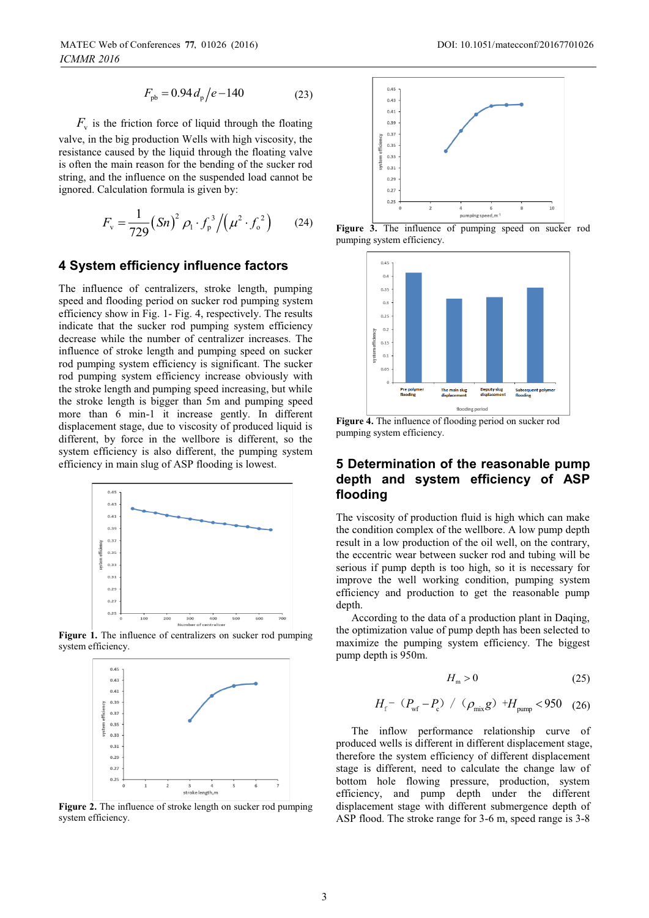$$F_{\mathrm{pb}} = 0.94\, d_{\mathrm{p}} / e - 140 \tag{23}$$

$F_{\mathrm{v}}$ is the friction force of liquid through the floating valve, in the big production Wells with high viscosity, the resistance caused by the liquid through the floating valve is often the main reason for the bending of the sucker rod string, and the influence on the suspended load cannot be ignored. Calculation formula is given by:

$$F_{\mathrm{v}} = \frac{1}{729} (Sn)^2 \rho_{\mathrm{l}} \cdot f_{\mathrm{p}}^3 / \left( \mu^2 \cdot f_{\mathrm{o}}^2 \right) \tag{24}$$

## 4 System efficiency influence factors

The influence of centralizers, stroke length, pumping speed and flooding period on sucker rod pumping system efficiency show in Fig. 1- Fig. 4, respectively. The results indicate that the sucker rod pumping system efficiency decrease while the number of centralizer increases. The influence of stroke length and pumping speed on sucker rod pumping system efficiency is significant. The sucker rod pumping system efficiency increase obviously with the stroke length and pumping speed increasing, but while the stroke length is bigger than 5m and pumping speed more than 6 min-1 it increase gently. In different displacement stage, due to viscosity of produced liquid is different, by force in the wellbore is different, so the system efficiency is also different, the pumping system efficiency in main slug of ASP flooding is lowest.

**Figure 1.** The influence of centralizers on sucker rod pumping system efficiency.

**Figure 2.** The influence of stroke length on sucker rod pumping system efficiency.

**Figure 3.** The influence of pumping speed on sucker rod pumping system efficiency.

**Figure 4.** The influence of flooding period on sucker rod pumping system efficiency.

## 5 Determination of the reasonable pump depth and system efficiency of ASP flooding

The viscosity of production fluid is high which can make the condition complex of the wellbore. A low pump depth result in a low production of the oil well, on the contrary, the eccentric wear between sucker rod and tubing will be serious if pump depth is too high, so it is necessary to improve the well working condition, pumping system efficiency and production to get the reasonable pump depth.

According to the data of a production plant in Daqing, the optimization value of pump depth has been selected to maximize the pumping system efficiency. The biggest pump depth is 950m.

$$H_{\mathrm{m}} > 0 \tag{25}$$

$$H_{\mathrm{f}} - (P_{\mathrm{wf}} - P_{\mathrm{c}}) / (\rho_{\mathrm{mix}} g) + H_{\mathrm{pump}} < 950 \tag{26}$$

The inflow performance relationship curve of produced wells is different in different displacement stage, therefore the system efficiency of different displacement stage is different, need to calculate the change law of bottom hole flowing pressure, production, system efficiency, and pump depth under the different displacement stage with different submergence depth of ASP flood. The stroke range for 3-6 m, speed range is 3-8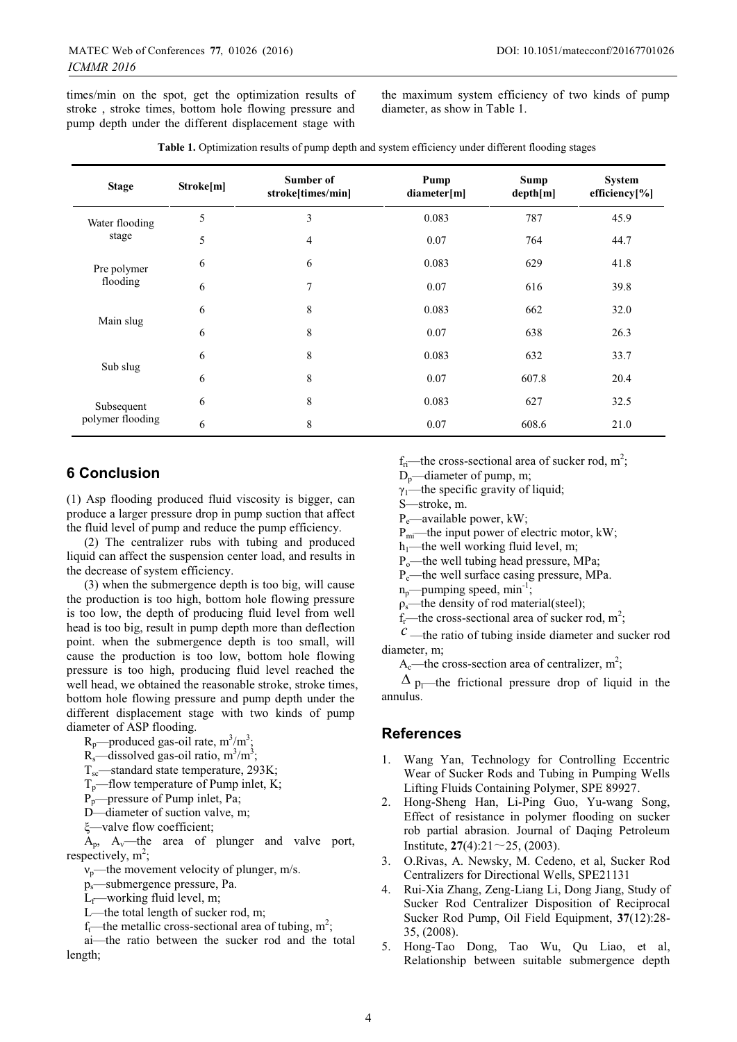times/min on the spot, get the optimization results of stroke , stroke times, bottom hole flowing pressure and pump depth under the different displacement stage with the maximum system efficiency of two kinds of pump diameter, as show in Table 1.

**Table 1.** Optimization results of pump depth and system efficiency under different flooding stages

| Stage | Stroke[m] | Sumber of stroke[times/min] | Pump diameter[m] | Sump depth[m] | System efficiency[%] |
|---|---|---|---|---|---|
| Water flooding stage | 5 | 3 | 0.083 | 787 | 45.9 |
| | 5 | 4 | 0.07 | 764 | 44.7 |
| Pre polymer flooding | 6 | 6 | 0.083 | 629 | 41.8 |
| | 6 | 7 | 0.07 | 616 | 39.8 |
| Main slug | 6 | 8 | 0.083 | 662 | 32.0 |
| | 6 | 8 | 0.07 | 638 | 26.3 |
| Sub slug | 6 | 8 | 0.083 | 632 | 33.7 |
| | 6 | 8 | 0.07 | 607.8 | 20.4 |
| Subsequent polymer flooding | 6 | 8 | 0.083 | 627 | 32.5 |
| | 6 | 8 | 0.07 | 608.6 | 21.0 |

## 6 Conclusion

(1) Asp flooding produced fluid viscosity is bigger, can produce a larger pressure drop in pump suction that affect the fluid level of pump and reduce the pump efficiency.

(2) The centralizer rubs with tubing and produced liquid can affect the suspension center load, and results in the decrease of system efficiency.

(3) when the submergence depth is too big, will cause the production is too high, bottom hole flowing pressure is too low, the depth of producing fluid level from well head is too big, result in pump depth more than deflection point. when the submergence depth is too small, will cause the production is too low, bottom hole flowing pressure is too high, producing fluid level reached the well head, we obtained the reasonable stroke, stroke times, bottom hole flowing pressure and pump depth under the different displacement stage with two kinds of pump diameter of ASP flooding.

$R_p$—produced gas-oil rate, $m^3/m^3$;

$R_s$—dissolved gas-oil ratio, $m^3/m^3$;

$T_{sc}$—standard state temperature, 293K;

$T_p$—flow temperature of Pump inlet, K;

$P_p$—pressure of Pump inlet, Pa;

D—diameter of suction valve, m;

$\xi$—valve flow coefficient;

$A_p$, $A_v$—the area of plunger and valve port, respectively, $m^2$;

$v_p$—the movement velocity of plunger, m/s.

$p_s$—submergence pressure, Pa.

$L_f$—working fluid level, m;

L—the total length of sucker rod, m;

$f_t$—the metallic cross-sectional area of tubing, $m^2$;

ai—the ratio between the sucker rod and the total length;

$f_{ri}$—the cross-sectional area of sucker rod, $m^2$;

$D_p$—diameter of pump, m;

$\gamma_l$—the specific gravity of liquid;

S—stroke, m.

$P_e$—available power, kW;

$P_{mi}$—the input power of electric motor, kW;

$h_l$—the well working fluid level, m;

$P_o$—the well tubing head pressure, MPa;

$P_c$—the well surface casing pressure, MPa.

$n_p$—pumping speed, $min^{-1}$;

$\rho_s$—the density of rod material(steel);

$f_r$—the cross-sectional area of sucker rod, $m^2$;

$c$—the ratio of tubing inside diameter and sucker rod diameter, m;

$A_c$—the cross-section area of centralizer, $m^2$;

$\Delta p_l$—the frictional pressure drop of liquid in the annulus.

## References

1. Wang Yan, Technology for Controlling Eccentric Wear of Sucker Rods and Tubing in Pumping Wells Lifting Fluids Containing Polymer, SPE 89927.
2. Hong-Sheng Han, Li-Ping Guo, Yu-wang Song, Effect of resistance in polymer flooding on sucker rob partial abrasion. Journal of Daqing Petroleum Institute, **27**(4):21～25, (2003).
3. O.Rivas, A. Newsky, M. Cedeno, et al, Sucker Rod Centralizers for Directional Wells, SPE21131
4. Rui-Xia Zhang, Zeng-Liang Li, Dong Jiang, Study of Sucker Rod Centralizer Disposition of Reciprocal Sucker Rod Pump, Oil Field Equipment, **37**(12):28-35, (2008).
5. Hong-Tao Dong, Tao Wu, Qu Liao, et al, Relationship between suitable submergence depth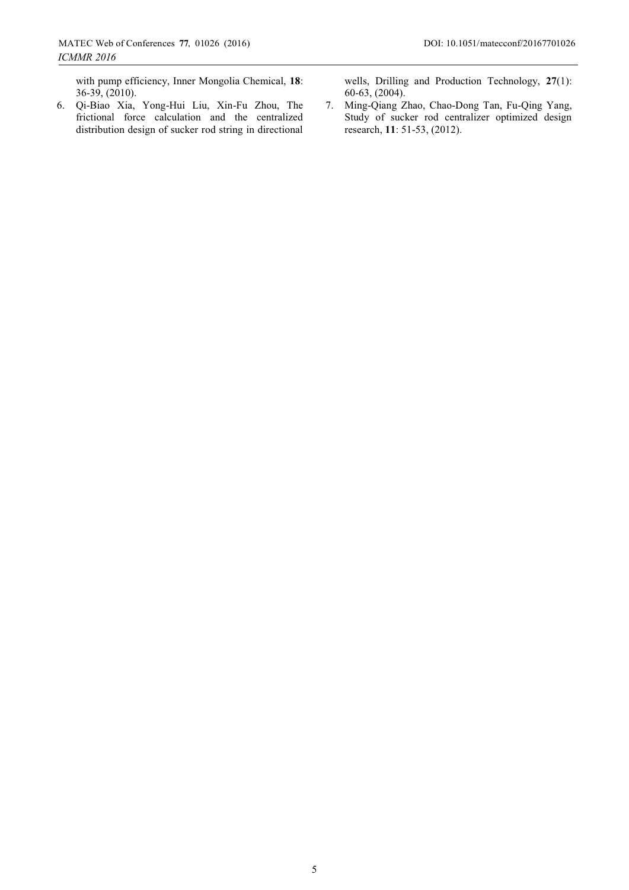with pump efficiency, Inner Mongolia Chemical, **18**: 36-39, (2010).

6. Qi-Biao Xia, Yong-Hui Liu, Xin-Fu Zhou, The frictional force calculation and the centralized distribution design of sucker rod string in directional wells, Drilling and Production Technology, **27**(1): 60-63, (2004).
7. Ming-Qiang Zhao, Chao-Dong Tan, Fu-Qing Yang, Study of sucker rod centralizer optimized design research, **11**: 51-53, (2012).